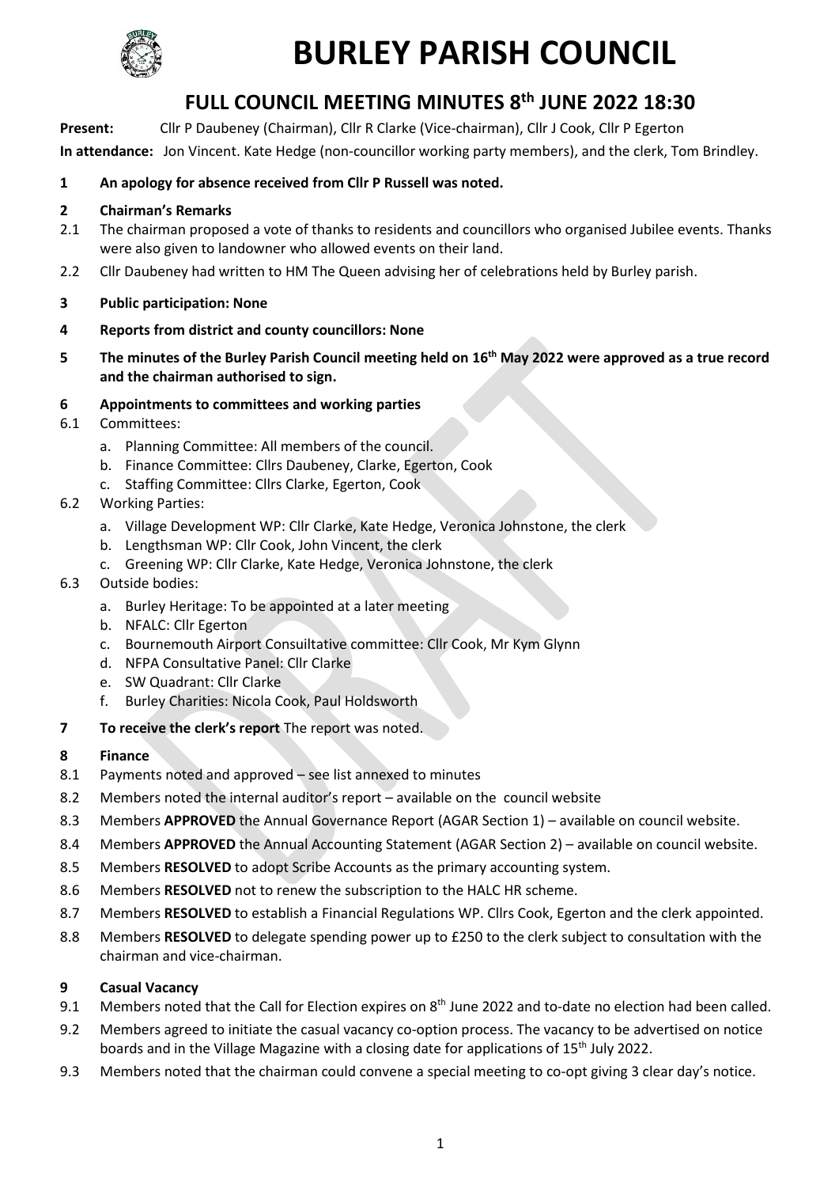# BURLEY PARISH COUNCIL

## FULL COUNCIL MEETING MINUTES 8th JUNE 2022 18:30

**Present:** Cllr P Daubeney (Chairman), Cllr R Clarke (Vice-chairman), Cllr J Cook, Cllr P Egerton

**In attendance:** Jon Vincent. Kate Hedge (non-councillor working party members), and the clerk, Tom Brindley.

**1 An apology for absence received from Cllr P Russell was noted.**

**2 Chairman's Remarks**

2.1 The chairman proposed a vote of thanks to residents and councillors who organised Jubilee events. Thanks were also given to landowner who allowed events on their land.

2.2 Cllr Daubeney had written to HM The Queen advising her of celebrations held by Burley parish.

**3 Public participation: None**

**4 Reports from district and county councillors: None**

**5 The minutes of the Burley Parish Council meeting held on 16th May 2022 were approved as a true record and the chairman authorised to sign.**

**6 Appointments to committees and working parties**

6.1 Committees:

a. Planning Committee: All members of the council.
b. Finance Committee: Cllrs Daubeney, Clarke, Egerton, Cook
c. Staffing Committee: Cllrs Clarke, Egerton, Cook

6.2 Working Parties:

a. Village Development WP: Cllr Clarke, Kate Hedge, Veronica Johnstone, the clerk
b. Lengthsman WP: Cllr Cook, John Vincent, the clerk
c. Greening WP: Cllr Clarke, Kate Hedge, Veronica Johnstone, the clerk

6.3 Outside bodies:

a. Burley Heritage: To be appointed at a later meeting
b. NFALC: Cllr Egerton
c. Bournemouth Airport Consuiltative committee: Cllr Cook, Mr Kym Glynn
d. NFPA Consultative Panel: Cllr Clarke
e. SW Quadrant: Cllr Clarke
f. Burley Charities: Nicola Cook, Paul Holdsworth

**7 To receive the clerk's report** The report was noted.

**8 Finance**

8.1 Payments noted and approved – see list annexed to minutes

8.2 Members noted the internal auditor's report – available on the council website

8.3 Members **APPROVED** the Annual Governance Report (AGAR Section 1) – available on council website.

8.4 Members **APPROVED** the Annual Accounting Statement (AGAR Section 2) – available on council website.

8.5 Members **RESOLVED** to adopt Scribe Accounts as the primary accounting system.

8.6 Members **RESOLVED** not to renew the subscription to the HALC HR scheme.

8.7 Members **RESOLVED** to establish a Financial Regulations WP. Cllrs Cook, Egerton and the clerk appointed.

8.8 Members **RESOLVED** to delegate spending power up to £250 to the clerk subject to consultation with the chairman and vice-chairman.

**9 Casual Vacancy**

9.1 Members noted that the Call for Election expires on 8th June 2022 and to-date no election had been called.

9.2 Members agreed to initiate the casual vacancy co-option process. The vacancy to be advertised on notice boards and in the Village Magazine with a closing date for applications of 15th July 2022.

9.3 Members noted that the chairman could convene a special meeting to co-opt giving 3 clear day's notice.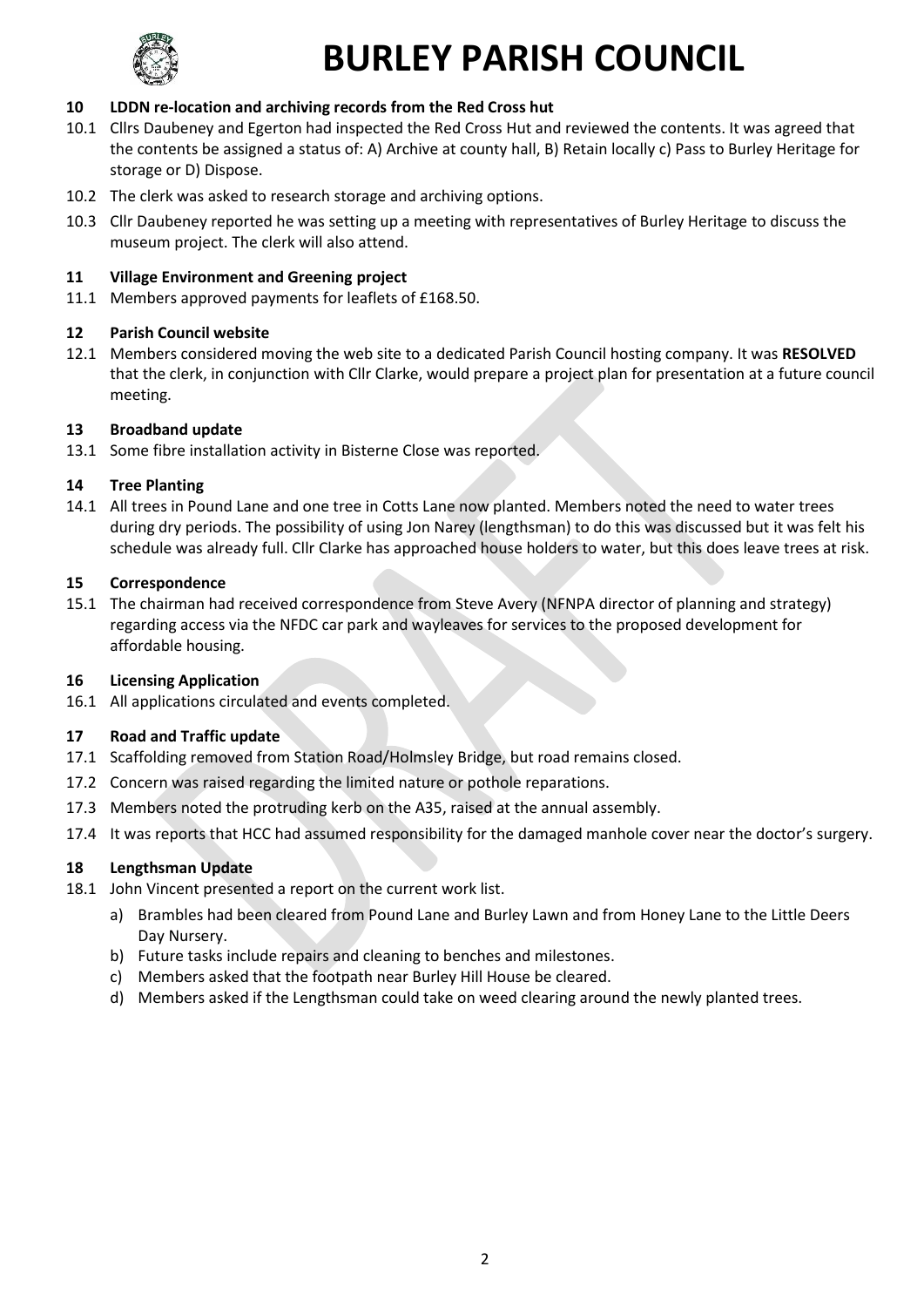## 10 LDDN re-location and archiving records from the Red Cross hut

10.1 Cllrs Daubeney and Egerton had inspected the Red Cross Hut and reviewed the contents. It was agreed that the contents be assigned a status of: A) Archive at county hall, B) Retain locally c) Pass to Burley Heritage for storage or D) Dispose.

10.2 The clerk was asked to research storage and archiving options.

10.3 Cllr Daubeney reported he was setting up a meeting with representatives of Burley Heritage to discuss the museum project. The clerk will also attend.

## 11 Village Environment and Greening project

11.1 Members approved payments for leaflets of £168.50.

## 12 Parish Council website

12.1 Members considered moving the web site to a dedicated Parish Council hosting company. It was **RESOLVED** that the clerk, in conjunction with Cllr Clarke, would prepare a project plan for presentation at a future council meeting.

## 13 Broadband update

13.1 Some fibre installation activity in Bisterne Close was reported.

## 14 Tree Planting

14.1 All trees in Pound Lane and one tree in Cotts Lane now planted. Members noted the need to water trees during dry periods. The possibility of using Jon Narey (lengthsman) to do this was discussed but it was felt his schedule was already full. Cllr Clarke has approached house holders to water, but this does leave trees at risk.

## 15 Correspondence

15.1 The chairman had received correspondence from Steve Avery (NFNPA director of planning and strategy) regarding access via the NFDC car park and wayleaves for services to the proposed development for affordable housing.

## 16 Licensing Application

16.1 All applications circulated and events completed.

## 17 Road and Traffic update

17.1 Scaffolding removed from Station Road/Holmsley Bridge, but road remains closed.

17.2 Concern was raised regarding the limited nature or pothole reparations.

17.3 Members noted the protruding kerb on the A35, raised at the annual assembly.

17.4 It was reports that HCC had assumed responsibility for the damaged manhole cover near the doctor's surgery.

## 18 Lengthsman Update

18.1 John Vincent presented a report on the current work list.

a) Brambles had been cleared from Pound Lane and Burley Lawn and from Honey Lane to the Little Deers Day Nursery.
b) Future tasks include repairs and cleaning to benches and milestones.
c) Members asked that the footpath near Burley Hill House be cleared.
d) Members asked if the Lengthsman could take on weed clearing around the newly planted trees.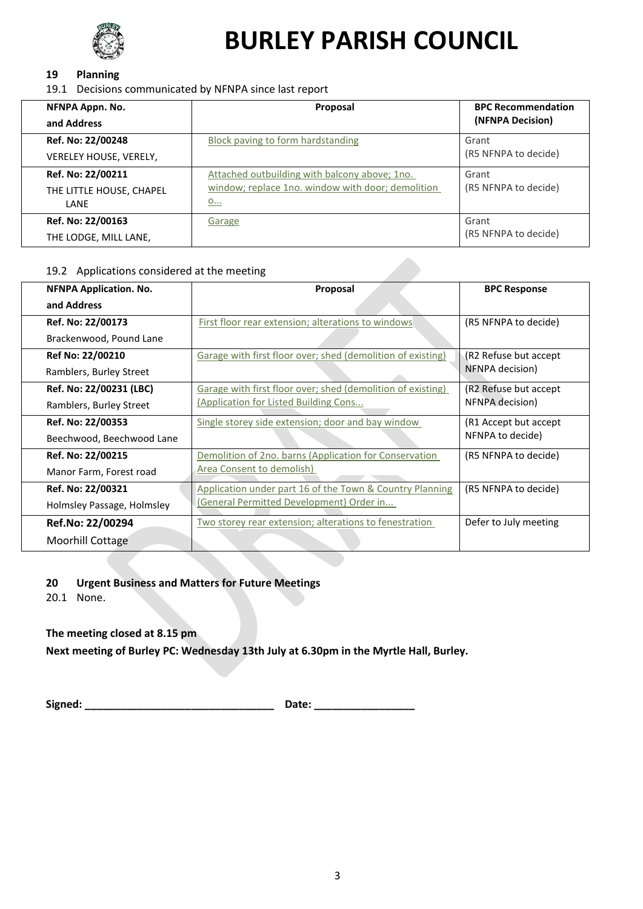# BURLEY PARISH COUNCIL

## 19 Planning

19.1 Decisions communicated by NFNPA since last report

| NFNPA Appn. No. and Address | Proposal | BPC Recommendation (NFNPA Decision) |
|---|---|---|
| **Ref. No: 22/00248** VERELEY HOUSE, VERELY, | Block paving to form hardstanding | Grant (R5 NFNPA to decide) |
| **Ref. No: 22/00211** THE LITTLE HOUSE, CHAPEL LANE | Attached outbuilding with balcony above; 1no. window; replace 1no. window with door; demolition o... | Grant (R5 NFNPA to decide) |
| **Ref. No: 22/00163** THE LODGE, MILL LANE, | Garage | Grant (R5 NFNPA to decide) |

19.2 Applications considered at the meeting

| NFNPA Application. No. and Address | Proposal | BPC Response |
|---|---|---|
| **Ref. No: 22/00173** Brackenwood, Pound Lane | First floor rear extension; alterations to windows | (R5 NFNPA to decide) |
| **Ref No: 22/00210** Ramblers, Burley Street | Garage with first floor over; shed (demolition of existing) | (R2 Refuse but accept NFNPA decision) |
| **Ref. No: 22/00231 (LBC)** Ramblers, Burley Street | Garage with first floor over; shed (demolition of existing) (Application for Listed Building Cons... | (R2 Refuse but accept NFNPA decision) |
| **Ref. No: 22/00353** Beechwood, Beechwood Lane | Single storey side extension; door and bay window | (R1 Accept but accept NFNPA to decide) |
| **Ref. No: 22/00215** Manor Farm, Forest road | Demolition of 2no. barns (Application for Conservation Area Consent to demolish) | (R5 NFNPA to decide) |
| **Ref. No: 22/00321** Holmsley Passage, Holmsley | Application under part 16 of the Town & Country Planning (General Permitted Development) Order in... | (R5 NFNPA to decide) |
| **Ref.No: 22/00294** Moorhill Cottage | Two storey rear extension; alterations to fenestration | Defer to July meeting |

## 20 Urgent Business and Matters for Future Meetings

20.1 None.

**The meeting closed at 8.15 pm**

**Next meeting of Burley PC: Wednesday 13th July at 6.30pm in the Myrtle Hall, Burley.**

**Signed: ______________________________ Date: ________________**